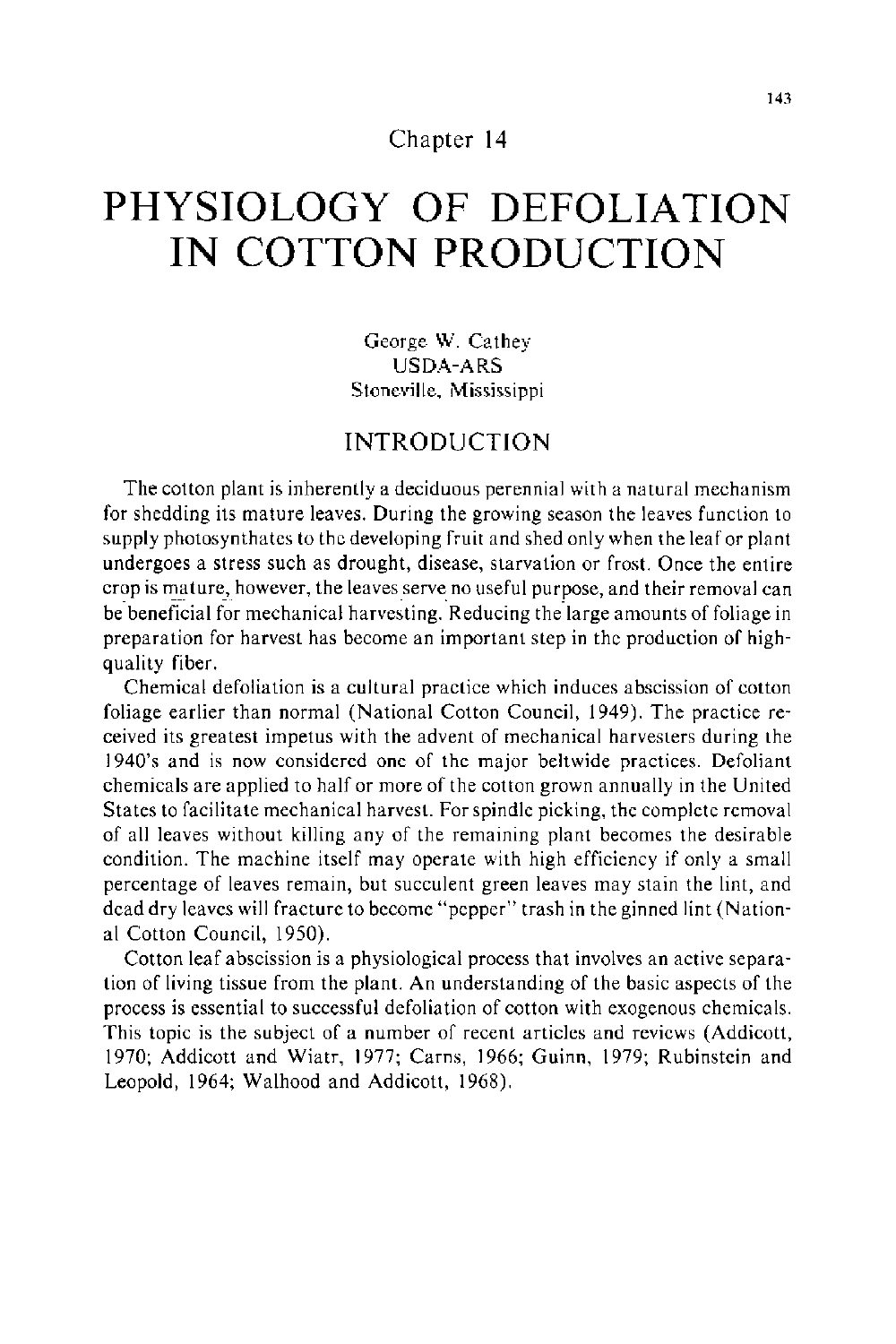Chapter 14

# PHYSIOLOGY OF DEFOLIATION IN COTTON PRODUCTION

George W. Cathey
USDA-ARS
Stoneville, Mississippi

## INTRODUCTION

The cotton plant is inherently a deciduous perennial with a natural mechanism for shedding its mature leaves. During the growing season the leaves function to supply photosynthates to the developing fruit and shed only when the leaf or plant undergoes a stress such as drought, disease, starvation or frost. Once the entire crop is mature, however, the leaves serve no useful purpose, and their removal can be beneficial for mechanical harvesting. Reducing the large amounts of foliage in preparation for harvest has become an important step in the production of high-quality fiber.

Chemical defoliation is a cultural practice which induces abscission of cotton foliage earlier than normal (National Cotton Council, 1949). The practice received its greatest impetus with the advent of mechanical harvesters during the 1940's and is now considered one of the major beltwide practices. Defoliant chemicals are applied to half or more of the cotton grown annually in the United States to facilitate mechanical harvest. For spindle picking, the complete removal of all leaves without killing any of the remaining plant becomes the desirable condition. The machine itself may operate with high efficiency if only a small percentage of leaves remain, but succulent green leaves may stain the lint, and dead dry leaves will fracture to become "pepper" trash in the ginned lint (National Cotton Council, 1950).

Cotton leaf abscission is a physiological process that involves an active separation of living tissue from the plant. An understanding of the basic aspects of the process is essential to successful defoliation of cotton with exogenous chemicals. This topic is the subject of a number of recent articles and reviews (Addicott, 1970; Addicott and Wiatr, 1977; Carns, 1966; Guinn, 1979; Rubinstein and Leopold, 1964; Walhood and Addicott, 1968).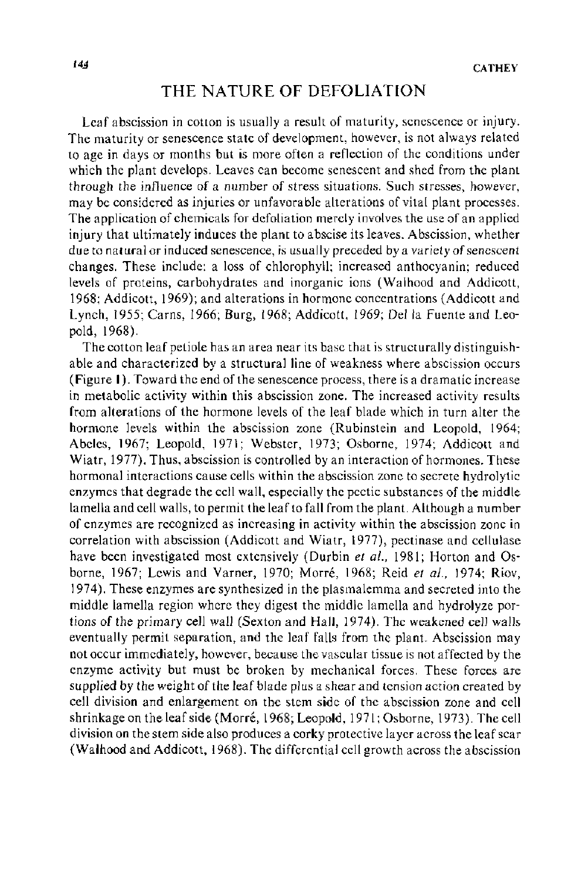## THE NATURE OF DEFOLIATION

Leaf abscission in cotton is usually a result of maturity, senescence or injury. The maturity or senescence state of development, however, is not always related to age in days or months but is more often a reflection of the conditions under which the plant develops. Leaves can become senescent and shed from the plant through the influence of a number of stress situations. Such stresses, however, may be considered as injuries or unfavorable alterations of vital plant processes. The application of chemicals for defoliation merely involves the use of an applied injury that ultimately induces the plant to abscise its leaves. Abscission, whether due to natural or induced senescence, is usually preceded by a variety of senescent changes. These include: a loss of chlorophyll; increased anthocyanin; reduced levels of proteins, carbohydrates and inorganic ions (Walhood and Addicott, 1968; Addicott, 1969); and alterations in hormone concentrations (Addicott and Lynch, 1955; Carns, 1966; Burg, 1968; Addicott, 1969; Del la Fuente and Leopold, 1968).

The cotton leaf petiole has an area near its base that is structurally distinguishable and characterized by a structural line of weakness where abscission occurs (Figure 1). Toward the end of the senescence process, there is a dramatic increase in metabolic activity within this abscission zone. The increased activity results from alterations of the hormone levels of the leaf blade which in turn alter the hormone levels within the abscission zone (Rubinstein and Leopold, 1964; Abeles, 1967; Leopold, 1971; Webster, 1973; Osborne, 1974; Addicott and Wiatr, 1977). Thus, abscission is controlled by an interaction of hormones. These hormonal interactions cause cells within the abscission zone to secrete hydrolytic enzymes that degrade the cell wall, especially the pectic substances of the middle lamella and cell walls, to permit the leaf to fall from the plant. Although a number of enzymes are recognized as increasing in activity within the abscission zone in correlation with abscission (Addicott and Wiatr, 1977), pectinase and cellulase have been investigated most extensively (Durbin *et al.*, 1981; Horton and Osborne, 1967; Lewis and Varner, 1970; Morré, 1968; Reid *et al.*, 1974; Riov, 1974). These enzymes are synthesized in the plasmalemma and secreted into the middle lamella region where they digest the middle lamella and hydrolyze portions of the primary cell wall (Sexton and Hall, 1974). The weakened cell walls eventually permit separation, and the leaf falls from the plant. Abscission may not occur immediately, however, because the vascular tissue is not affected by the enzyme activity but must be broken by mechanical forces. These forces are supplied by the weight of the leaf blade plus a shear and tension action created by cell division and enlargement on the stem side of the abscission zone and cell shrinkage on the leaf side (Morré, 1968; Leopold, 1971; Osborne, 1973). The cell division on the stem side also produces a corky protective layer across the leaf scar (Walhood and Addicott, 1968). The differential cell growth across the abscission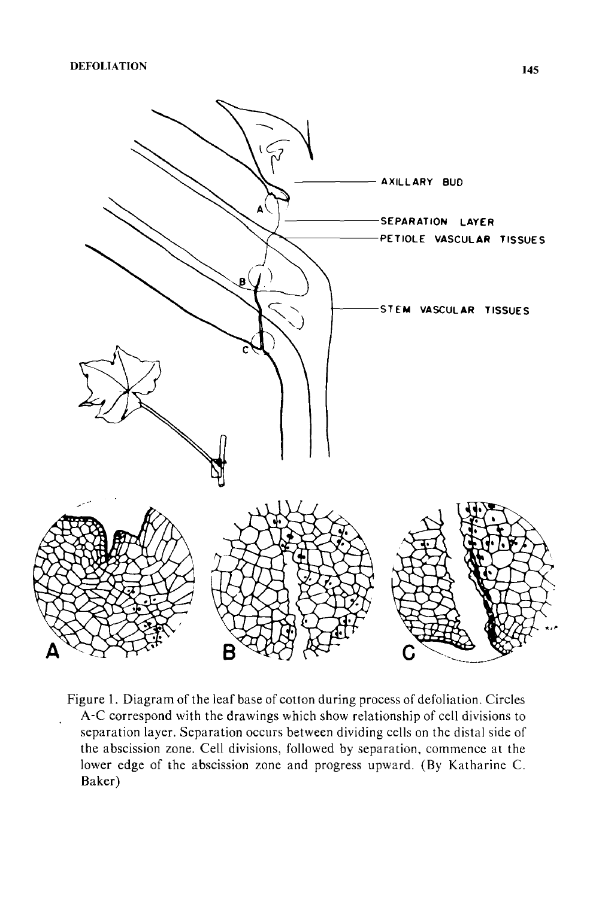Figure 1. Diagram of the leaf base of cotton during process of defoliation. Circles A-C correspond with the drawings which show relationship of cell divisions to separation layer. Separation occurs between dividing cells on the distal side of the abscission zone. Cell divisions, followed by separation, commence at the lower edge of the abscission zone and progress upward. (By Katharine C. Baker)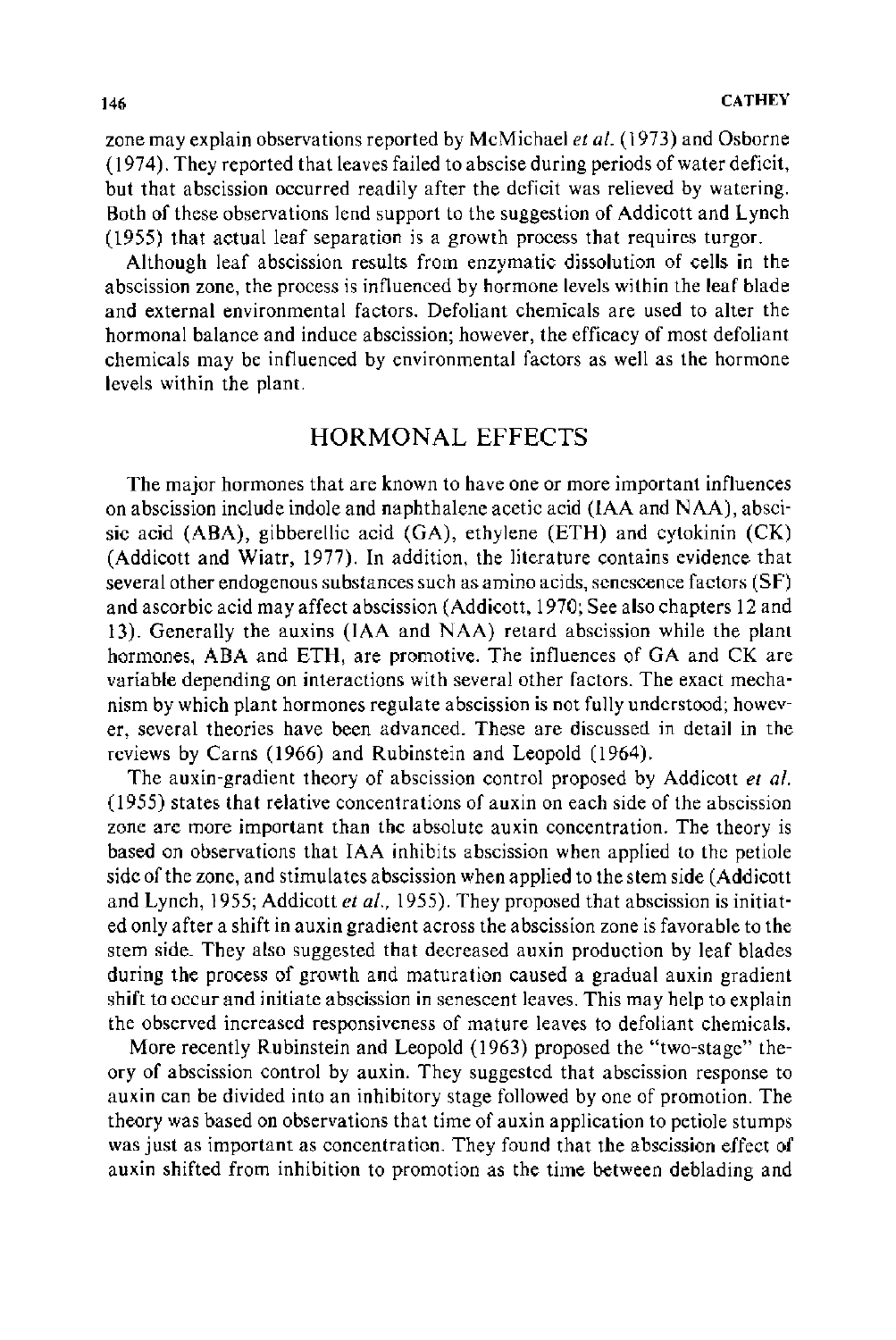zone may explain observations reported by McMichael *et al.* (1973) and Osborne (1974). They reported that leaves failed to abscise during periods of water deficit, but that abscission occurred readily after the deficit was relieved by watering. Both of these observations lend support to the suggestion of Addicott and Lynch (1955) that actual leaf separation is a growth process that requires turgor.

Although leaf abscission results from enzymatic dissolution of cells in the abscission zone, the process is influenced by hormone levels within the leaf blade and external environmental factors. Defoliant chemicals are used to alter the hormonal balance and induce abscission; however, the efficacy of most defoliant chemicals may be influenced by environmental factors as well as the hormone levels within the plant.

## HORMONAL EFFECTS

The major hormones that are known to have one or more important influences on abscission include indole and naphthalene acetic acid (IAA and NAA), abscisic acid (ABA), gibberellic acid (GA), ethylene (ETH) and cytokinin (CK) (Addicott and Wiatr, 1977). In addition, the literature contains evidence that several other endogenous substances such as amino acids, senescence factors (SF) and ascorbic acid may affect abscission (Addicott, 1970; See also chapters 12 and 13). Generally the auxins (IAA and NAA) retard abscission while the plant hormones, ABA and ETH, are promotive. The influences of GA and CK are variable depending on interactions with several other factors. The exact mechanism by which plant hormones regulate abscission is not fully understood; however, several theories have been advanced. These are discussed in detail in the reviews by Carns (1966) and Rubinstein and Leopold (1964).

The auxin-gradient theory of abscission control proposed by Addicott *et al.* (1955) states that relative concentrations of auxin on each side of the abscission zone are more important than the absolute auxin concentration. The theory is based on observations that IAA inhibits abscission when applied to the petiole side of the zone, and stimulates abscission when applied to the stem side (Addicott and Lynch, 1955; Addicott *et al.*, 1955). They proposed that abscission is initiated only after a shift in auxin gradient across the abscission zone is favorable to the stem side. They also suggested that decreased auxin production by leaf blades during the process of growth and maturation caused a gradual auxin gradient shift to occur and initiate abscission in senescent leaves. This may help to explain the observed increased responsiveness of mature leaves to defoliant chemicals.

More recently Rubinstein and Leopold (1963) proposed the "two-stage" theory of abscission control by auxin. They suggested that abscission response to auxin can be divided into an inhibitory stage followed by one of promotion. The theory was based on observations that time of auxin application to petiole stumps was just as important as concentration. They found that the abscission effect of auxin shifted from inhibition to promotion as the time between deblading and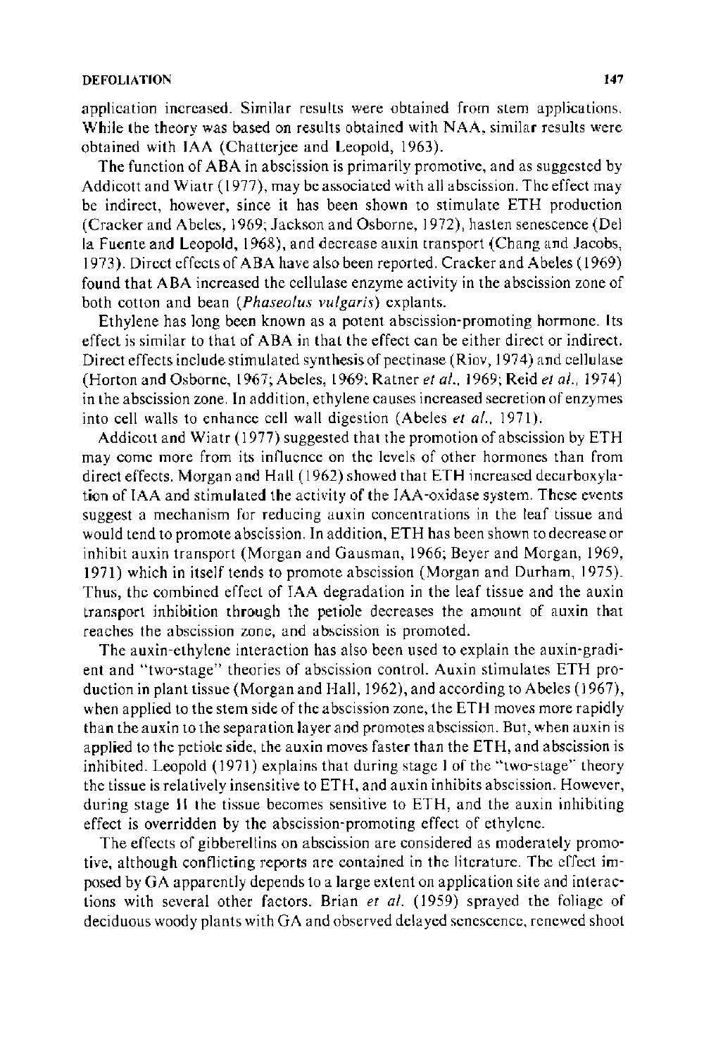application increased. Similar results were obtained from stem applications. While the theory was based on results obtained with NAA, similar results were obtained with IAA (Chatterjee and Leopold, 1963).

The function of ABA in abscission is primarily promotive, and as suggested by Addicott and Wiatr (1977), may be associated with all abscission. The effect may be indirect, however, since it has been shown to stimulate ETH production (Cracker and Abeles, 1969; Jackson and Osborne, 1972), hasten senescence (Del la Fuente and Leopold, 1968), and decrease auxin transport (Chang and Jacobs, 1973). Direct effects of ABA have also been reported. Cracker and Abeles (1969) found that ABA increased the cellulase enzyme activity in the abscission zone of both cotton and bean (*Phaseolus vulgaris*) explants.

Ethylene has long been known as a potent abscission-promoting hormone. Its effect is similar to that of ABA in that the effect can be either direct or indirect. Direct effects include stimulated synthesis of pectinase (Riov, 1974) and cellulase (Horton and Osborne, 1967; Abeles, 1969; Ratner *et al.*, 1969; Reid *et al.*, 1974) in the abscission zone. In addition, ethylene causes increased secretion of enzymes into cell walls to enhance cell wall digestion (Abeles *et al.*, 1971).

Addicott and Wiatr (1977) suggested that the promotion of abscission by ETH may come more from its influence on the levels of other hormones than from direct effects. Morgan and Hall (1962) showed that ETH increased decarboxylation of IAA and stimulated the activity of the IAA-oxidase system. These events suggest a mechanism for reducing auxin concentrations in the leaf tissue and would tend to promote abscission. In addition, ETH has been shown to decrease or inhibit auxin transport (Morgan and Gausman, 1966; Beyer and Morgan, 1969, 1971) which in itself tends to promote abscission (Morgan and Durham, 1975). Thus, the combined effect of IAA degradation in the leaf tissue and the auxin transport inhibition through the petiole decreases the amount of auxin that reaches the abscission zone, and abscission is promoted.

The auxin-ethylene interaction has also been used to explain the auxin-gradient and "two-stage" theories of abscission control. Auxin stimulates ETH production in plant tissue (Morgan and Hall, 1962), and according to Abeles (1967), when applied to the stem side of the abscission zone, the ETH moves more rapidly than the auxin to the separation layer and promotes abscission. But, when auxin is applied to the petiole side, the auxin moves faster than the ETH, and abscission is inhibited. Leopold (1971) explains that during stage I of the "two-stage" theory the tissue is relatively insensitive to ETH, and auxin inhibits abscission. However, during stage II the tissue becomes sensitive to ETH, and the auxin inhibiting effect is overridden by the abscission-promoting effect of ethylene.

The effects of gibberellins on abscission are considered as moderately promotive, although conflicting reports are contained in the literature. The effect imposed by GA apparently depends to a large extent on application site and interactions with several other factors. Brian *et al.* (1959) sprayed the foliage of deciduous woody plants with GA and observed delayed senescence, renewed shoot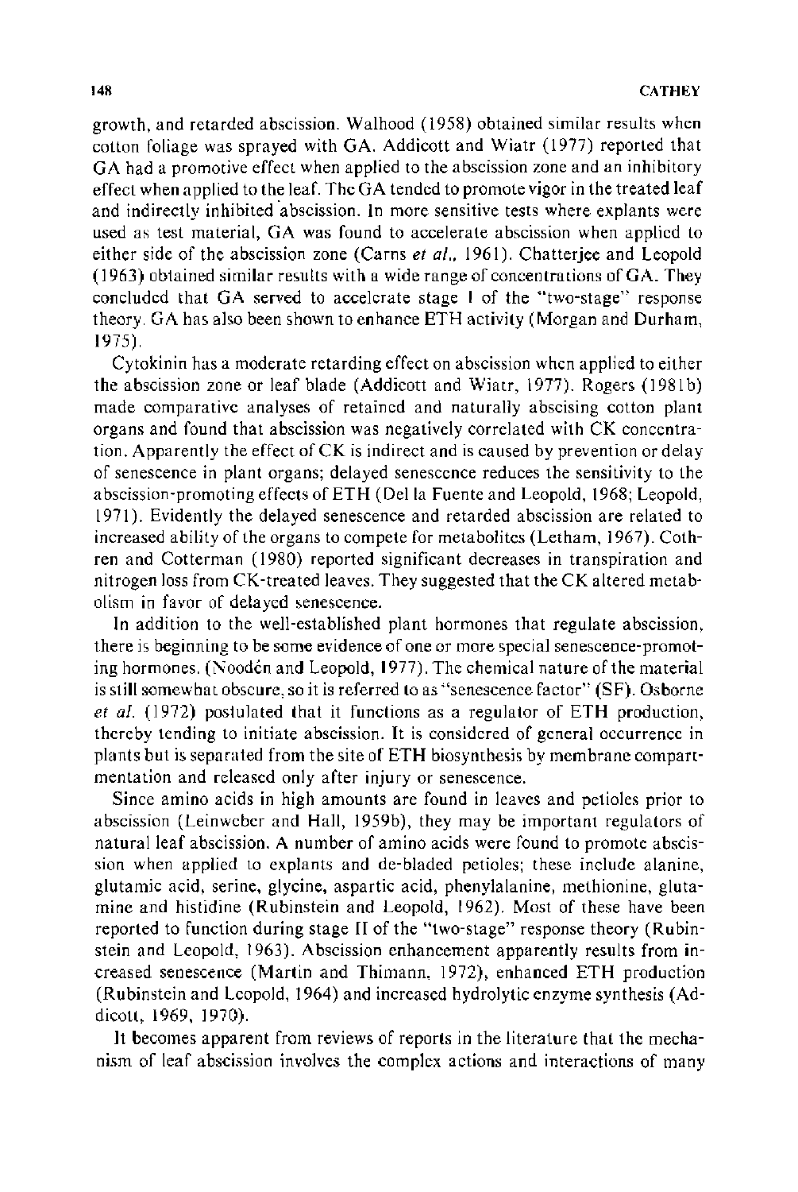growth, and retarded abscission. Walhood (1958) obtained similar results when cotton foliage was sprayed with GA. Addicott and Wiatr (1977) reported that GA had a promotive effect when applied to the abscission zone and an inhibitory effect when applied to the leaf. The GA tended to promote vigor in the treated leaf and indirectly inhibited abscission. In more sensitive tests where explants were used as test material, GA was found to accelerate abscission when applied to either side of the abscission zone (Carns *et al.*, 1961). Chatterjee and Leopold (1963) obtained similar results with a wide range of concentrations of GA. They concluded that GA served to accelerate stage I of the "two-stage" response theory. GA has also been shown to enhance ETH activity (Morgan and Durham, 1975).

Cytokinin has a moderate retarding effect on abscission when applied to either the abscission zone or leaf blade (Addicott and Wiatr, 1977). Rogers (1981b) made comparative analyses of retained and naturally abscising cotton plant organs and found that abscission was negatively correlated with CK concentration. Apparently the effect of CK is indirect and is caused by prevention or delay of senescence in plant organs; delayed senescence reduces the sensitivity to the abscission-promoting effects of ETH (Del la Fuente and Leopold, 1968; Leopold, 1971). Evidently the delayed senescence and retarded abscission are related to increased ability of the organs to compete for metabolites (Letham, 1967). Cothren and Cotterman (1980) reported significant decreases in transpiration and nitrogen loss from CK-treated leaves. They suggested that the CK altered metabolism in favor of delayed senescence.

In addition to the well-established plant hormones that regulate abscission, there is beginning to be some evidence of one or more special senescence-promoting hormones. (Noodén and Leopold, 1977). The chemical nature of the material is still somewhat obscure, so it is referred to as "senescence factor" (SF). Osborne *et al.* (1972) postulated that it functions as a regulator of ETH production, thereby tending to initiate abscission. It is considered of general occurrence in plants but is separated from the site of ETH biosynthesis by membrane compartmentation and released only after injury or senescence.

Since amino acids in high amounts are found in leaves and petioles prior to abscission (Leinweber and Hall, 1959b), they may be important regulators of natural leaf abscission. A number of amino acids were found to promote abscission when applied to explants and de-bladed petioles; these include alanine, glutamic acid, serine, glycine, aspartic acid, phenylalanine, methionine, glutamine and histidine (Rubinstein and Leopold, 1962). Most of these have been reported to function during stage II of the "two-stage" response theory (Rubinstein and Leopold, 1963). Abscission enhancement apparently results from increased senescence (Martin and Thimann, 1972), enhanced ETH production (Rubinstein and Leopold, 1964) and increased hydrolytic enzyme synthesis (Addicott, 1969, 1970).

It becomes apparent from reviews of reports in the literature that the mechanism of leaf abscission involves the complex actions and interactions of many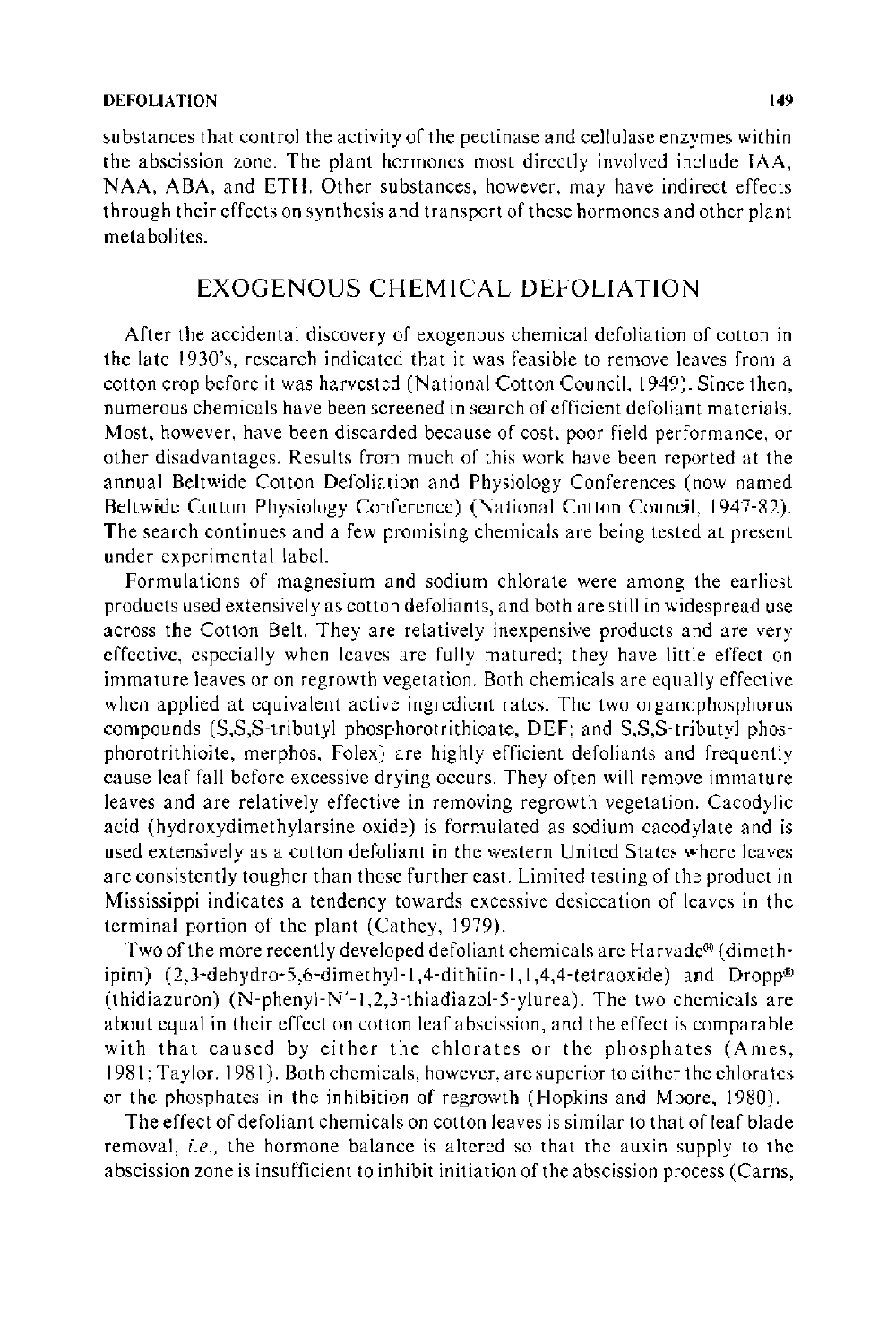substances that control the activity of the pectinase and cellulase enzymes within the abscission zone. The plant hormones most directly involved include IAA, NAA, ABA, and ETH. Other substances, however, may have indirect effects through their effects on synthesis and transport of these hormones and other plant metabolites.

## EXOGENOUS CHEMICAL DEFOLIATION

After the accidental discovery of exogenous chemical defoliation of cotton in the late 1930's, research indicated that it was feasible to remove leaves from a cotton crop before it was harvested (National Cotton Council, 1949). Since then, numerous chemicals have been screened in search of efficient defoliant materials. Most, however, have been discarded because of cost, poor field performance, or other disadvantages. Results from much of this work have been reported at the annual Beltwide Cotton Defoliation and Physiology Conferences (now named Beltwide Cotton Physiology Conference) (National Cotton Council, 1947-82). The search continues and a few promising chemicals are being tested at present under experimental label.

Formulations of magnesium and sodium chlorate were among the earliest products used extensively as cotton defoliants, and both are still in widespread use across the Cotton Belt. They are relatively inexpensive products and are very effective, especially when leaves are fully matured; they have little effect on immature leaves or on regrowth vegetation. Both chemicals are equally effective when applied at equivalent active ingredient rates. The two organophosphorus compounds (S,S,S-tributyl phosphorotrithioate, DEF; and S,S,S-tributyl phosphorotrithioite, merphos, Folex) are highly efficient defoliants and frequently cause leaf fall before excessive drying occurs. They often will remove immature leaves and are relatively effective in removing regrowth vegetation. Cacodylic acid (hydroxydimethylarsine oxide) is formulated as sodium cacodylate and is used extensively as a cotton defoliant in the western United States where leaves are consistently tougher than those further east. Limited testing of the product in Mississippi indicates a tendency towards excessive desiccation of leaves in the terminal portion of the plant (Cathey, 1979).

Two of the more recently developed defoliant chemicals are Harvade® (dimethipin) (2,3-dehydro-5,6-dimethyl-1,4-dithiin-1,1,4,4-tetraoxide) and Dropp® (thidiazuron) (N-phenyl-N'-1,2,3-thiadiazol-5-ylurea). The two chemicals are about equal in their effect on cotton leaf abscission, and the effect is comparable with that caused by either the chlorates or the phosphates (Ames, 1981; Taylor, 1981). Both chemicals, however, are superior to either the chlorates or the phosphates in the inhibition of regrowth (Hopkins and Moore, 1980).

The effect of defoliant chemicals on cotton leaves is similar to that of leaf blade removal, *i.e.*, the hormone balance is altered so that the auxin supply to the abscission zone is insufficient to inhibit initiation of the abscission process (Carns,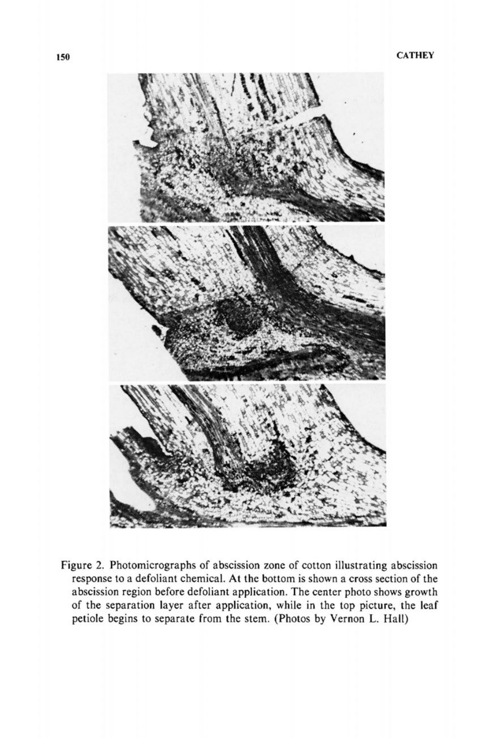Figure 2. Photomicrographs of abscission zone of cotton illustrating abscission response to a defoliant chemical. At the bottom is shown a cross section of the abscission region before defoliant application. The center photo shows growth of the separation layer after application, while in the top picture, the leaf petiole begins to separate from the stem. (Photos by Vernon L. Hall)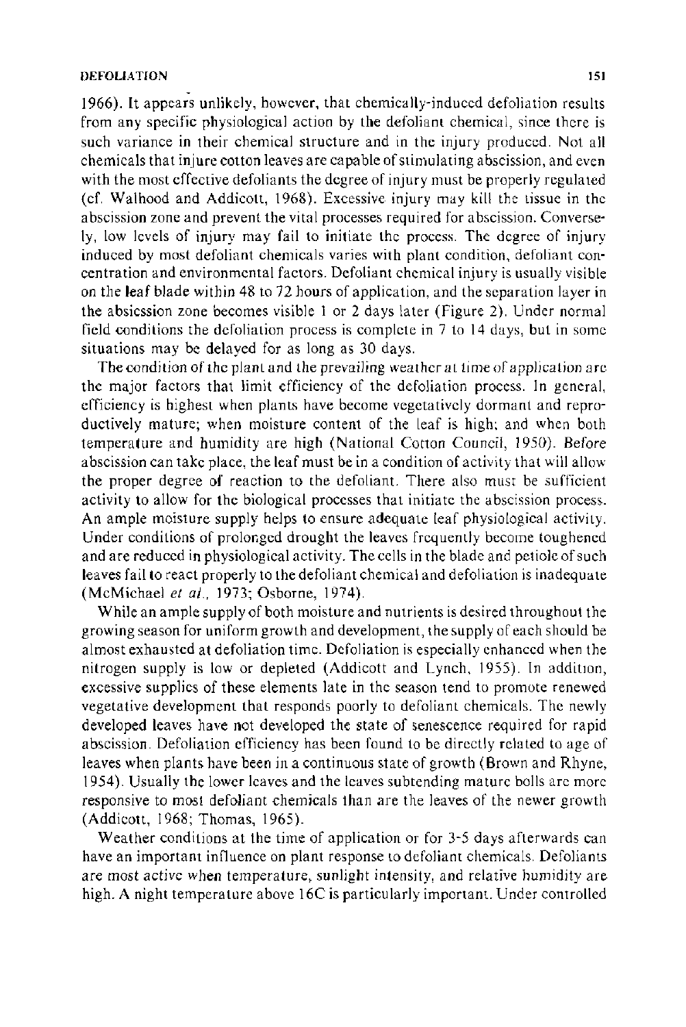1966). It appears unlikely, however, that chemically-induced defoliation results from any specific physiological action by the defoliant chemical, since there is such variance in their chemical structure and in the injury produced. Not all chemicals that injure cotton leaves are capable of stimulating abscission, and even with the most effective defoliants the degree of injury must be properly regulated (cf. Walhood and Addicott, 1968). Excessive injury may kill the tissue in the abscission zone and prevent the vital processes required for abscission. Conversely, low levels of injury may fail to initiate the process. The degree of injury induced by most defoliant chemicals varies with plant condition, defoliant concentration and environmental factors. Defoliant chemical injury is usually visible on the leaf blade within 48 to 72 hours of application, and the separation layer in the absicssion zone becomes visible 1 or 2 days later (Figure 2). Under normal field conditions the defoliation process is complete in 7 to 14 days, but in some situations may be delayed for as long as 30 days.

The condition of the plant and the prevailing weather at time of application are the major factors that limit efficiency of the defoliation process. In general, efficiency is highest when plants have become vegetatively dormant and reproductively mature; when moisture content of the leaf is high; and when both temperature and humidity are high (National Cotton Council, 1950). Before abscission can take place, the leaf must be in a condition of activity that will allow the proper degree of reaction to the defoliant. There also must be sufficient activity to allow for the biological processes that initiate the abscission process. An ample moisture supply helps to ensure adequate leaf physiological activity. Under conditions of prolonged drought the leaves frequently become toughened and are reduced in physiological activity. The cells in the blade and petiole of such leaves fail to react properly to the defoliant chemical and defoliation is inadequate (McMichael *et al.*, 1973; Osborne, 1974).

While an ample supply of both moisture and nutrients is desired throughout the growing season for uniform growth and development, the supply of each should be almost exhausted at defoliation time. Defoliation is especially enhanced when the nitrogen supply is low or depleted (Addicott and Lynch, 1955). In addition, excessive supplies of these elements late in the season tend to promote renewed vegetative development that responds poorly to defoliant chemicals. The newly developed leaves have not developed the state of senescence required for rapid abscission. Defoliation efficiency has been found to be directly related to age of leaves when plants have been in a continuous state of growth (Brown and Rhyne, 1954). Usually the lower leaves and the leaves subtending mature bolls are more responsive to most defoliant chemicals than are the leaves of the newer growth (Addicott, 1968; Thomas, 1965).

Weather conditions at the time of application or for 3-5 days afterwards can have an important influence on plant response to defoliant chemicals. Defoliants are most active when temperature, sunlight intensity, and relative humidity are high. A night temperature above 16C is particularly important. Under controlled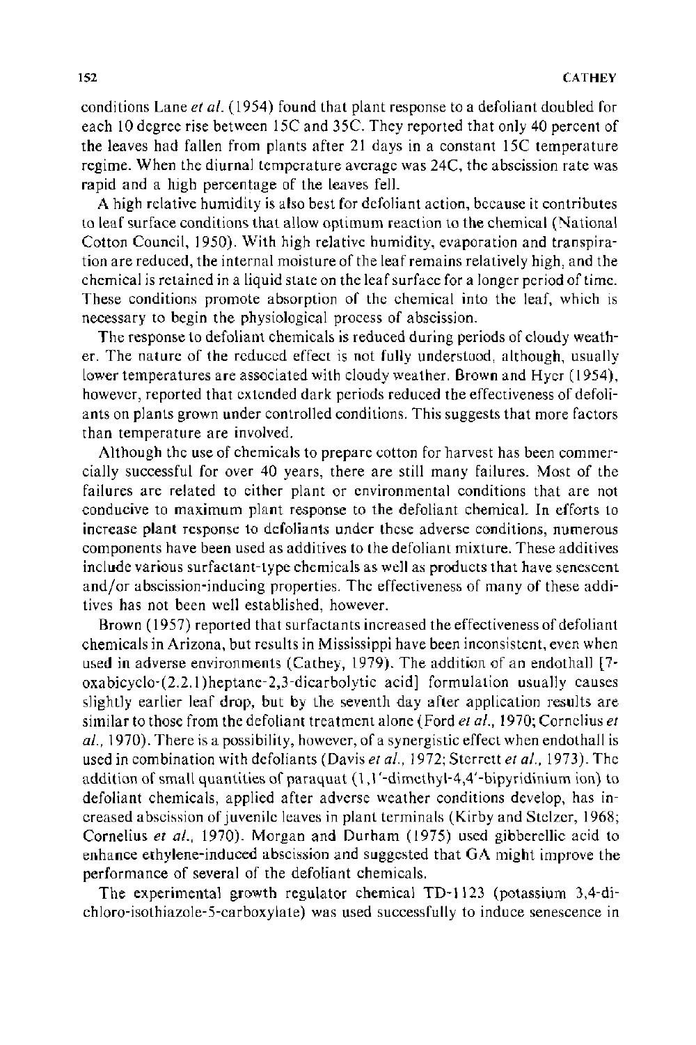conditions Lane *et al.* (1954) found that plant response to a defoliant doubled for each 10 degree rise between 15C and 35C. They reported that only 40 percent of the leaves had fallen from plants after 21 days in a constant 15C temperature regime. When the diurnal temperature average was 24C, the abscission rate was rapid and a high percentage of the leaves fell.

A high relative humidity is also best for defoliant action, because it contributes to leaf surface conditions that allow optimum reaction to the chemical (National Cotton Council, 1950). With high relative humidity, evaporation and transpiration are reduced, the internal moisture of the leaf remains relatively high, and the chemical is retained in a liquid state on the leaf surface for a longer period of time. These conditions promote absorption of the chemical into the leaf, which is necessary to begin the physiological process of abscission.

The response to defoliant chemicals is reduced during periods of cloudy weather. The nature of the reduced effect is not fully understood, although, usually lower temperatures are associated with cloudy weather. Brown and Hyer (1954), however, reported that extended dark periods reduced the effectiveness of defoliants on plants grown under controlled conditions. This suggests that more factors than temperature are involved.

Although the use of chemicals to prepare cotton for harvest has been commercially successful for over 40 years, there are still many failures. Most of the failures are related to either plant or environmental conditions that are not conducive to maximum plant response to the defoliant chemical. In efforts to increase plant response to defoliants under these adverse conditions, numerous components have been used as additives to the defoliant mixture. These additives include various surfactant-type chemicals as well as products that have senescent and/or abscission-inducing properties. The effectiveness of many of these additives has not been well established, however.

Brown (1957) reported that surfactants increased the effectiveness of defoliant chemicals in Arizona, but results in Mississippi have been inconsistent, even when used in adverse environments (Cathey, 1979). The addition of an endothall [7-oxabicyclo-(2.2.1)heptane-2,3-dicarbolytic acid] formulation usually causes slightly earlier leaf drop, but by the seventh day after application results are similar to those from the defoliant treatment alone (Ford *et al.*, 1970; Cornelius *et al.*, 1970). There is a possibility, however, of a synergistic effect when endothall is used in combination with defoliants (Davis *et al.*, 1972; Sterrett *et al.*, 1973). The addition of small quantities of paraquat (1,1′-dimethyl-4,4′-bipyridinium ion) to defoliant chemicals, applied after adverse weather conditions develop, has increased abscission of juvenile leaves in plant terminals (Kirby and Stelzer, 1968; Cornelius *et al.*, 1970). Morgan and Durham (1975) used gibberellic acid to enhance ethylene-induced abscission and suggested that GA might improve the performance of several of the defoliant chemicals.

The experimental growth regulator chemical TD-1123 (potassium 3,4-dichloro-isothiazole-5-carboxylate) was used successfully to induce senescence in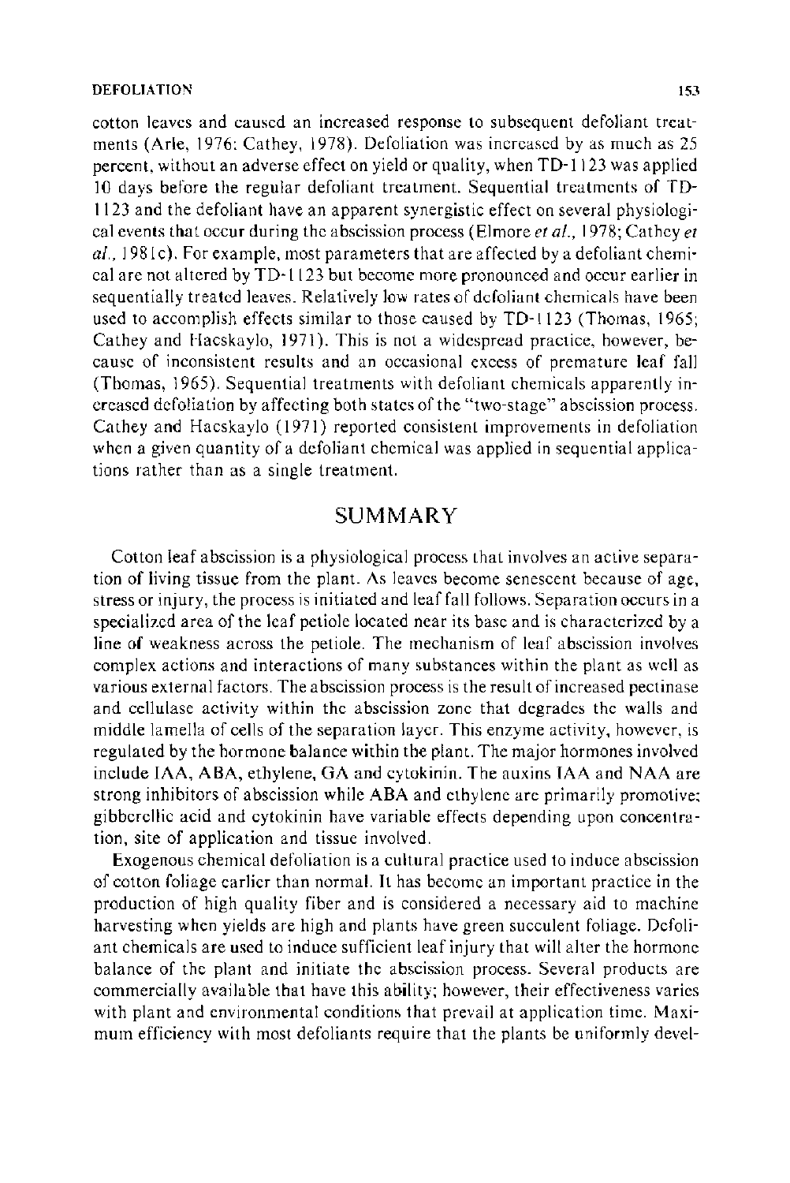cotton leaves and caused an increased response to subsequent defoliant treatments (Arle, 1976; Cathey, 1978). Defoliation was increased by as much as 25 percent, without an adverse effect on yield or quality, when TD-1123 was applied 10 days before the regular defoliant treatment. Sequential treatments of TD-1123 and the defoliant have an apparent synergistic effect on several physiological events that occur during the abscission process (Elmore *et al.*, 1978; Cathey *et al.*, 1981c). For example, most parameters that are affected by a defoliant chemical are not altered by TD-1123 but become more pronounced and occur earlier in sequentially treated leaves. Relatively low rates of defoliant chemicals have been used to accomplish effects similar to those caused by TD-1123 (Thomas, 1965; Cathey and Hacskaylo, 1971). This is not a widespread practice, however, because of inconsistent results and an occasional excess of premature leaf fall (Thomas, 1965). Sequential treatments with defoliant chemicals apparently increased defoliation by affecting both states of the "two-stage" abscission process. Cathey and Hacskaylo (1971) reported consistent improvements in defoliation when a given quantity of a defoliant chemical was applied in sequential applications rather than as a single treatment.

## SUMMARY

Cotton leaf abscission is a physiological process that involves an active separation of living tissue from the plant. As leaves become senescent because of age, stress or injury, the process is initiated and leaf fall follows. Separation occurs in a specialized area of the leaf petiole located near its base and is characterized by a line of weakness across the petiole. The mechanism of leaf abscission involves complex actions and interactions of many substances within the plant as well as various external factors. The abscission process is the result of increased pectinase and cellulase activity within the abscission zone that degrades the walls and middle lamella of cells of the separation layer. This enzyme activity, however, is regulated by the hormone balance within the plant. The major hormones involved include IAA, ABA, ethylene, GA and cytokinin. The auxins IAA and NAA are strong inhibitors of abscission while ABA and ethylene are primarily promotive; gibberellic acid and cytokinin have variable effects depending upon concentration, site of application and tissue involved.

Exogenous chemical defoliation is a cultural practice used to induce abscission of cotton foliage earlier than normal. It has become an important practice in the production of high quality fiber and is considered a necessary aid to machine harvesting when yields are high and plants have green succulent foliage. Defoliant chemicals are used to induce sufficient leaf injury that will alter the hormone balance of the plant and initiate the abscission process. Several products are commercially available that have this ability; however, their effectiveness varies with plant and environmental conditions that prevail at application time. Maximum efficiency with most defoliants require that the plants be uniformly devel-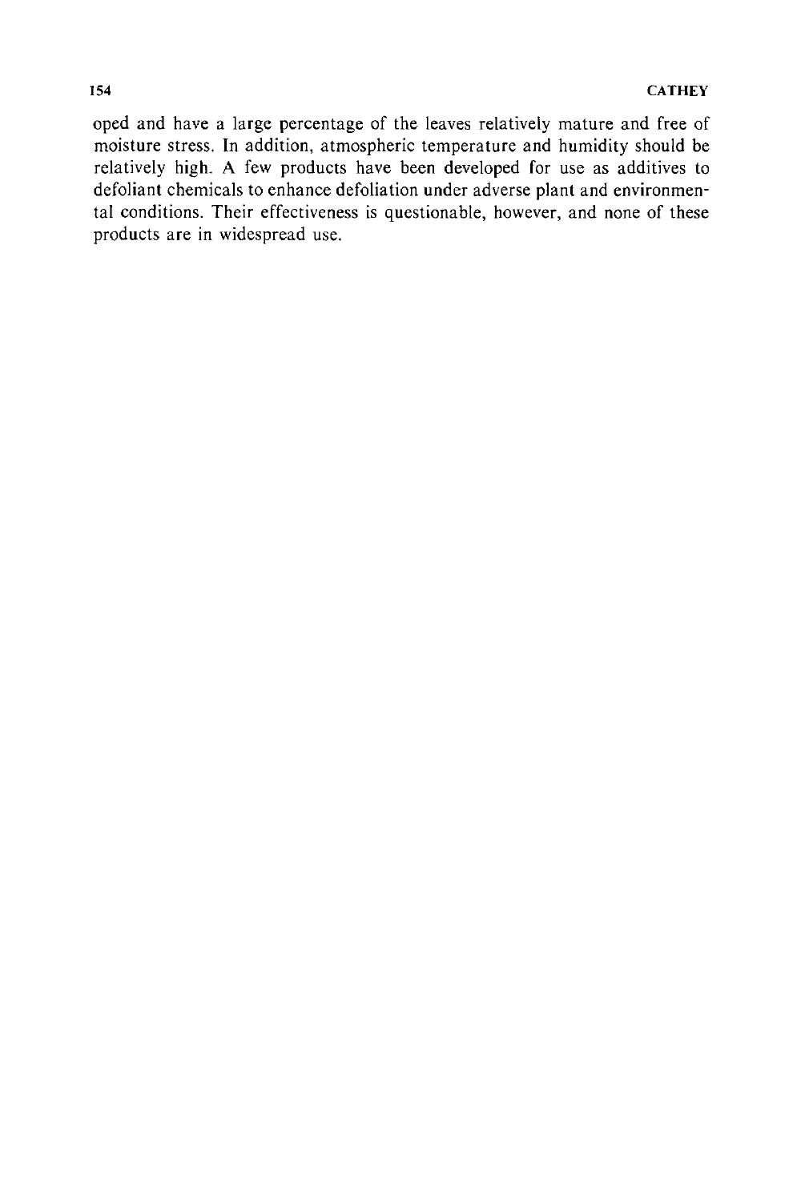oped and have a large percentage of the leaves relatively mature and free of moisture stress. In addition, atmospheric temperature and humidity should be relatively high. A few products have been developed for use as additives to defoliant chemicals to enhance defoliation under adverse plant and environmental conditions. Their effectiveness is questionable, however, and none of these products are in widespread use.